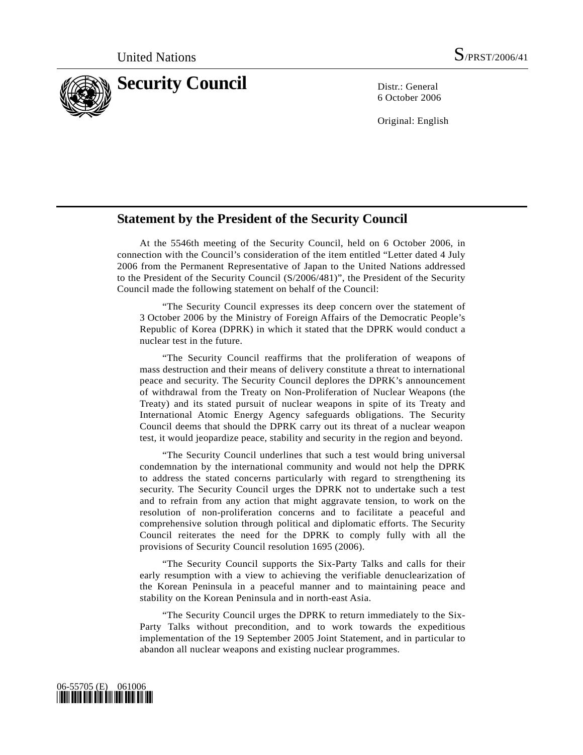United Nations S/PRST/2006/41

# Security Council

Distr.: General
6 October 2006

Original: English

## Statement by the President of the Security Council

At the 5546th meeting of the Security Council, held on 6 October 2006, in connection with the Council's consideration of the item entitled "Letter dated 4 July 2006 from the Permanent Representative of Japan to the United Nations addressed to the President of the Security Council (S/2006/481)", the President of the Security Council made the following statement on behalf of the Council:

"The Security Council expresses its deep concern over the statement of 3 October 2006 by the Ministry of Foreign Affairs of the Democratic People's Republic of Korea (DPRK) in which it stated that the DPRK would conduct a nuclear test in the future.

"The Security Council reaffirms that the proliferation of weapons of mass destruction and their means of delivery constitute a threat to international peace and security. The Security Council deplores the DPRK's announcement of withdrawal from the Treaty on Non-Proliferation of Nuclear Weapons (the Treaty) and its stated pursuit of nuclear weapons in spite of its Treaty and International Atomic Energy Agency safeguards obligations. The Security Council deems that should the DPRK carry out its threat of a nuclear weapon test, it would jeopardize peace, stability and security in the region and beyond.

"The Security Council underlines that such a test would bring universal condemnation by the international community and would not help the DPRK to address the stated concerns particularly with regard to strengthening its security. The Security Council urges the DPRK not to undertake such a test and to refrain from any action that might aggravate tension, to work on the resolution of non-proliferation concerns and to facilitate a peaceful and comprehensive solution through political and diplomatic efforts. The Security Council reiterates the need for the DPRK to comply fully with all the provisions of Security Council resolution 1695 (2006).

"The Security Council supports the Six-Party Talks and calls for their early resumption with a view to achieving the verifiable denuclearization of the Korean Peninsula in a peaceful manner and to maintaining peace and stability on the Korean Peninsula and in north-east Asia.

"The Security Council urges the DPRK to return immediately to the Six-Party Talks without precondition, and to work towards the expeditious implementation of the 19 September 2005 Joint Statement, and in particular to abandon all nuclear weapons and existing nuclear programmes.

06-55705 (E) 061006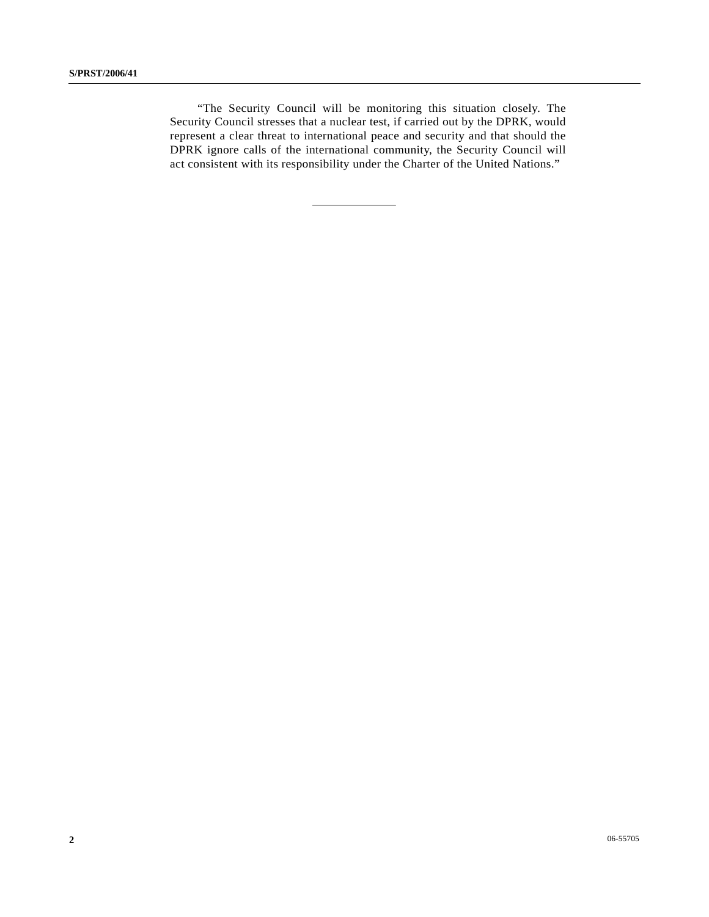"The Security Council will be monitoring this situation closely. The Security Council stresses that a nuclear test, if carried out by the DPRK, would represent a clear threat to international peace and security and that should the DPRK ignore calls of the international community, the Security Council will act consistent with its responsibility under the Charter of the United Nations."